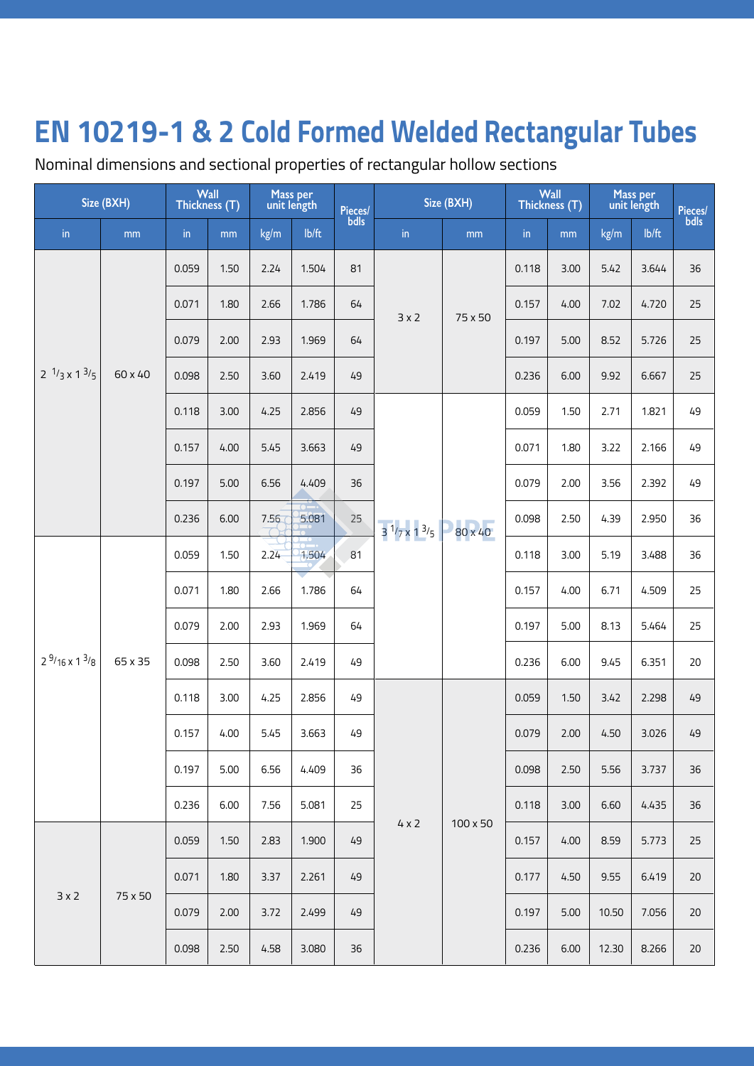# EN 10219-1 & 2 Cold Formed Welded Rectangular Tubes

Nominal dimensions and sectional properties of rectangular hollow sections

| Size (BXH) | | Wall Thickness (T) | | Mass per unit length | | Pieces/ bdls | Size (BXH) | | Wall Thickness (T) | | Mass per unit length | | Pieces/ bdls |
|---|---|---|---|---|---|---|---|---|---|---|---|---|---|
| in | mm | in | mm | kg/m | lb/ft | | in | mm | in | mm | kg/m | lb/ft | |
| 2 1/3 x 1 3/5 | 60 x 40 | 0.059 | 1.50 | 2.24 | 1.504 | 81 | 3 x 2 | 75 x 50 | 0.118 | 3.00 | 5.42 | 3.644 | 36 |
| | | 0.071 | 1.80 | 2.66 | 1.786 | 64 | | | 0.157 | 4.00 | 7.02 | 4.720 | 25 |
| | | 0.079 | 2.00 | 2.93 | 1.969 | 64 | | | 0.197 | 5.00 | 8.52 | 5.726 | 25 |
| | | 0.098 | 2.50 | 3.60 | 2.419 | 49 | | | 0.236 | 6.00 | 9.92 | 6.667 | 25 |
| | | 0.118 | 3.00 | 4.25 | 2.856 | 49 | 3 1/7 x 1 3/5 | 80 x 40 | 0.059 | 1.50 | 2.71 | 1.821 | 49 |
| | | 0.157 | 4.00 | 5.45 | 3.663 | 49 | | | 0.071 | 1.80 | 3.22 | 2.166 | 49 |
| | | 0.197 | 5.00 | 6.56 | 4.409 | 36 | | | 0.079 | 2.00 | 3.56 | 2.392 | 49 |
| | | 0.236 | 6.00 | 7.56 | 5.081 | 25 | | | 0.098 | 2.50 | 4.39 | 2.950 | 36 |
| 2 9/16 x 1 3/8 | 65 x 35 | 0.059 | 1.50 | 2.24 | 1.504 | 81 | | | 0.118 | 3.00 | 5.19 | 3.488 | 36 |
| | | 0.071 | 1.80 | 2.66 | 1.786 | 64 | | | 0.157 | 4.00 | 6.71 | 4.509 | 25 |
| | | 0.079 | 2.00 | 2.93 | 1.969 | 64 | | | 0.197 | 5.00 | 8.13 | 5.464 | 25 |
| | | 0.098 | 2.50 | 3.60 | 2.419 | 49 | | | 0.236 | 6.00 | 9.45 | 6.351 | 20 |
| | | 0.118 | 3.00 | 4.25 | 2.856 | 49 | 4 x 2 | 100 x 50 | 0.059 | 1.50 | 3.42 | 2.298 | 49 |
| | | 0.157 | 4.00 | 5.45 | 3.663 | 49 | | | 0.079 | 2.00 | 4.50 | 3.026 | 49 |
| | | 0.197 | 5.00 | 6.56 | 4.409 | 36 | | | 0.098 | 2.50 | 5.56 | 3.737 | 36 |
| | | 0.236 | 6.00 | 7.56 | 5.081 | 25 | | | 0.118 | 3.00 | 6.60 | 4.435 | 36 |
| 3 x 2 | 75 x 50 | 0.059 | 1.50 | 2.83 | 1.900 | 49 | | | 0.157 | 4.00 | 8.59 | 5.773 | 25 |
| | | 0.071 | 1.80 | 3.37 | 2.261 | 49 | | | 0.177 | 4.50 | 9.55 | 6.419 | 20 |
| | | 0.079 | 2.00 | 3.72 | 2.499 | 49 | | | 0.197 | 5.00 | 10.50 | 7.056 | 20 |
| | | 0.098 | 2.50 | 4.58 | 3.080 | 36 | | | 0.236 | 6.00 | 12.30 | 8.266 | 20 |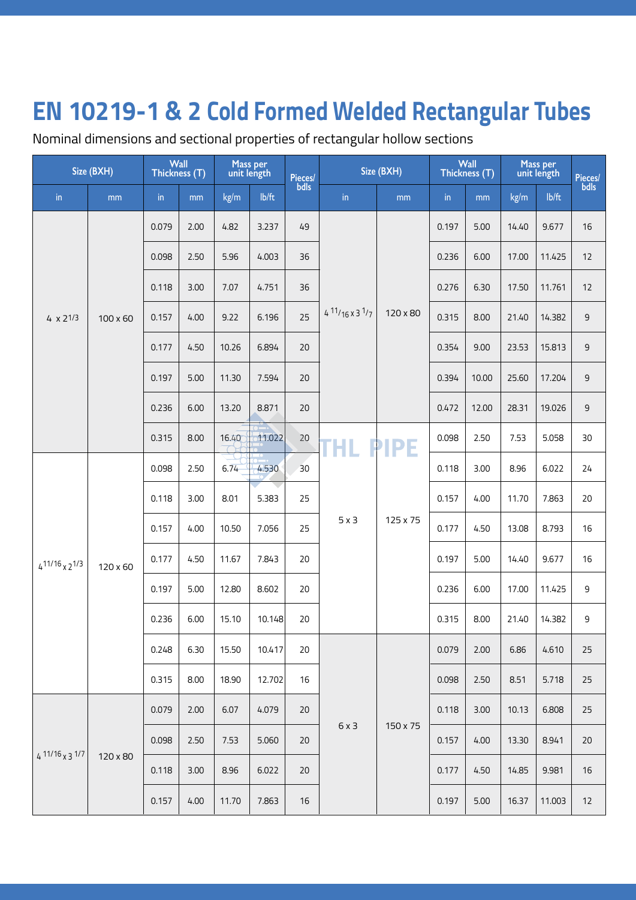# EN 10219-1 & 2 Cold Formed Welded Rectangular Tubes

Nominal dimensions and sectional properties of rectangular hollow sections

| Size (BXH) | | Wall Thickness (T) | | Mass per unit length | | Pieces/ bdls | Size (BXH) | | Wall Thickness (T) | | Mass per unit length | | Pieces/ bdls |
|---|---|---|---|---|---|---|---|---|---|---|---|---|---|
| in | mm | in | mm | kg/m | lb/ft | | in | mm | in | mm | kg/m | lb/ft | |
| 4 x 2 1/3 | 100 x 60 | 0.079 | 2.00 | 4.82 | 3.237 | 49 | 4 11/16 x 3 1/7 | 120 x 80 | 0.197 | 5.00 | 14.40 | 9.677 | 16 |
| | | 0.098 | 2.50 | 5.96 | 4.003 | 36 | | | 0.236 | 6.00 | 17.00 | 11.425 | 12 |
| | | 0.118 | 3.00 | 7.07 | 4.751 | 36 | | | 0.276 | 6.30 | 17.50 | 11.761 | 12 |
| | | 0.157 | 4.00 | 9.22 | 6.196 | 25 | | | 0.315 | 8.00 | 21.40 | 14.382 | 9 |
| | | 0.177 | 4.50 | 10.26 | 6.894 | 20 | | | 0.354 | 9.00 | 23.53 | 15.813 | 9 |
| | | 0.197 | 5.00 | 11.30 | 7.594 | 20 | | | 0.394 | 10.00 | 25.60 | 17.204 | 9 |
| | | 0.236 | 6.00 | 13.20 | 8.871 | 20 | | | 0.472 | 12.00 | 28.31 | 19.026 | 9 |
| | | 0.315 | 8.00 | 16.40 | 11.022 | 20 | 5 x 3 | 125 x 75 | 0.098 | 2.50 | 7.53 | 5.058 | 30 |
| 4 11/16 x 2 1/3 | 120 x 60 | 0.098 | 2.50 | 6.74 | 4.530 | 30 | | | 0.118 | 3.00 | 8.96 | 6.022 | 24 |
| | | 0.118 | 3.00 | 8.01 | 5.383 | 25 | | | 0.157 | 4.00 | 11.70 | 7.863 | 20 |
| | | 0.157 | 4.00 | 10.50 | 7.056 | 25 | | | 0.177 | 4.50 | 13.08 | 8.793 | 16 |
| | | 0.177 | 4.50 | 11.67 | 7.843 | 20 | | | 0.197 | 5.00 | 14.40 | 9.677 | 16 |
| | | 0.197 | 5.00 | 12.80 | 8.602 | 20 | | | 0.236 | 6.00 | 17.00 | 11.425 | 9 |
| | | 0.236 | 6.00 | 15.10 | 10.148 | 20 | | | 0.315 | 8.00 | 21.40 | 14.382 | 9 |
| | | 0.248 | 6.30 | 15.50 | 10.417 | 20 | 6 x 3 | 150 x 75 | 0.079 | 2.00 | 6.86 | 4.610 | 25 |
| | | 0.315 | 8.00 | 18.90 | 12.702 | 16 | | | 0.098 | 2.50 | 8.51 | 5.718 | 25 |
| 4 11/16 x 3 1/7 | 120 x 80 | 0.079 | 2.00 | 6.07 | 4.079 | 20 | | | 0.118 | 3.00 | 10.13 | 6.808 | 25 |
| | | 0.098 | 2.50 | 7.53 | 5.060 | 20 | | | 0.157 | 4.00 | 13.30 | 8.941 | 20 |
| | | 0.118 | 3.00 | 8.96 | 6.022 | 20 | | | 0.177 | 4.50 | 14.85 | 9.981 | 16 |
| | | 0.157 | 4.00 | 11.70 | 7.863 | 16 | | | 0.197 | 5.00 | 16.37 | 11.003 | 12 |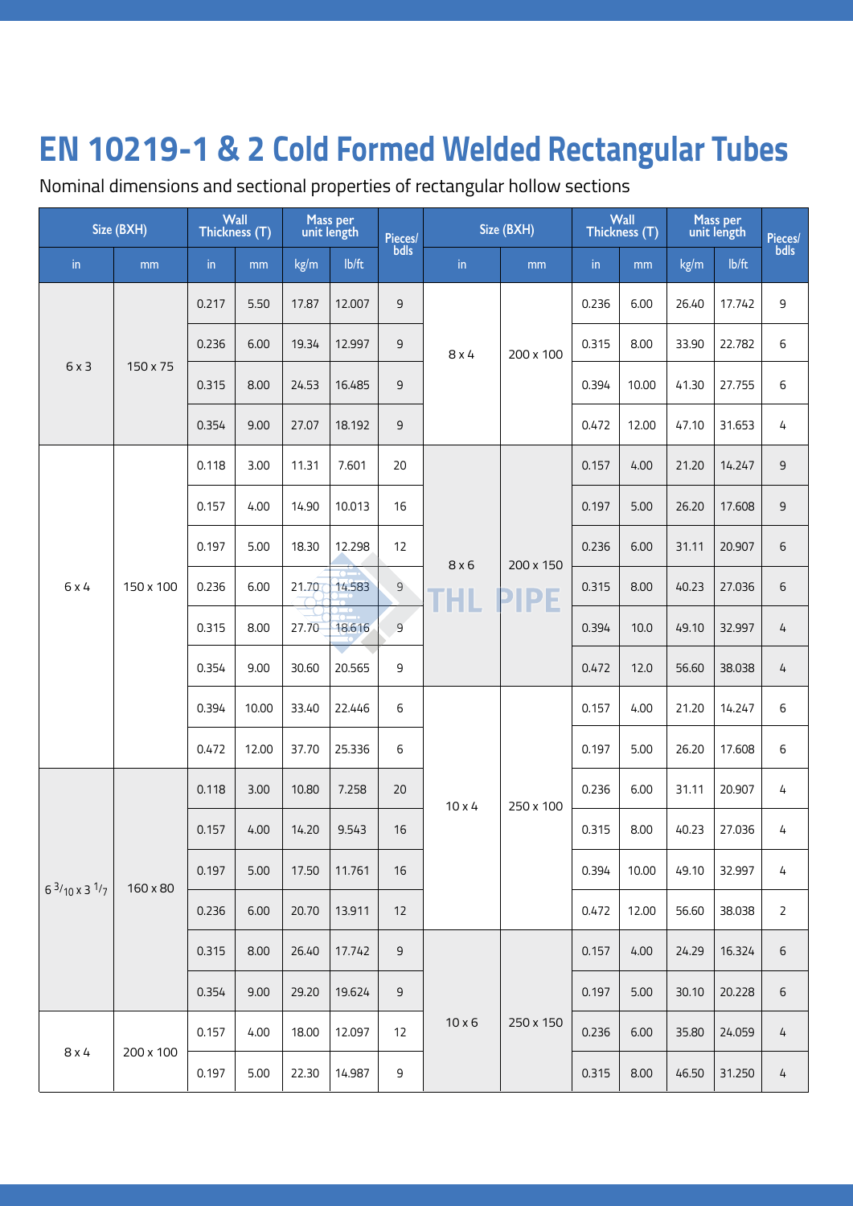# EN 10219-1 & 2 Cold Formed Welded Rectangular Tubes

Nominal dimensions and sectional properties of rectangular hollow sections

| Size (BXH) | | Wall Thickness (T) | | Mass per unit length | | Pieces/ bdls | Size (BXH) | | Wall Thickness (T) | | Mass per unit length | | Pieces/ bdls |
|---|---|---|---|---|---|---|---|---|---|---|---|---|---|
| in | mm | in | mm | kg/m | lb/ft | | in | mm | in | mm | kg/m | lb/ft | |
| 6 x 3 | 150 x 75 | 0.217 | 5.50 | 17.87 | 12.007 | 9 | 8 x 4 | 200 x 100 | 0.236 | 6.00 | 26.40 | 17.742 | 9 |
| | | 0.236 | 6.00 | 19.34 | 12.997 | 9 | | | 0.315 | 8.00 | 33.90 | 22.782 | 6 |
| | | 0.315 | 8.00 | 24.53 | 16.485 | 9 | | | 0.394 | 10.00 | 41.30 | 27.755 | 6 |
| | | 0.354 | 9.00 | 27.07 | 18.192 | 9 | | | 0.472 | 12.00 | 47.10 | 31.653 | 4 |
| 6 x 4 | 150 x 100 | 0.118 | 3.00 | 11.31 | 7.601 | 20 | 8 x 6 | 200 x 150 | 0.157 | 4.00 | 21.20 | 14.247 | 9 |
| | | 0.157 | 4.00 | 14.90 | 10.013 | 16 | | | 0.197 | 5.00 | 26.20 | 17.608 | 9 |
| | | 0.197 | 5.00 | 18.30 | 12.298 | 12 | | | 0.236 | 6.00 | 31.11 | 20.907 | 6 |
| | | 0.236 | 6.00 | 21.70 | 14.583 | 9 | | | 0.315 | 8.00 | 40.23 | 27.036 | 6 |
| | | 0.315 | 8.00 | 27.70 | 18.616 | 9 | | | 0.394 | 10.0 | 49.10 | 32.997 | 4 |
| | | 0.354 | 9.00 | 30.60 | 20.565 | 9 | | | 0.472 | 12.0 | 56.60 | 38.038 | 4 |
| | | 0.394 | 10.00 | 33.40 | 22.446 | 6 | 10 x 4 | 250 x 100 | 0.157 | 4.00 | 21.20 | 14.247 | 6 |
| | | 0.472 | 12.00 | 37.70 | 25.336 | 6 | | | 0.197 | 5.00 | 26.20 | 17.608 | 6 |
| $6\,^{3}/_{10} \times 3\,^{1}/_{7}$ | 160 x 80 | 0.118 | 3.00 | 10.80 | 7.258 | 20 | | | 0.236 | 6.00 | 31.11 | 20.907 | 4 |
| | | 0.157 | 4.00 | 14.20 | 9.543 | 16 | | | 0.315 | 8.00 | 40.23 | 27.036 | 4 |
| | | 0.197 | 5.00 | 17.50 | 11.761 | 16 | | | 0.394 | 10.00 | 49.10 | 32.997 | 4 |
| | | 0.236 | 6.00 | 20.70 | 13.911 | 12 | | | 0.472 | 12.00 | 56.60 | 38.038 | 2 |
| | | 0.315 | 8.00 | 26.40 | 17.742 | 9 | 10 x 6 | 250 x 150 | 0.157 | 4.00 | 24.29 | 16.324 | 6 |
| | | 0.354 | 9.00 | 29.20 | 19.624 | 9 | | | 0.197 | 5.00 | 30.10 | 20.228 | 6 |
| 8 x 4 | 200 x 100 | 0.157 | 4.00 | 18.00 | 12.097 | 12 | | | 0.236 | 6.00 | 35.80 | 24.059 | 4 |
| | | 0.197 | 5.00 | 22.30 | 14.987 | 9 | | | 0.315 | 8.00 | 46.50 | 31.250 | 4 |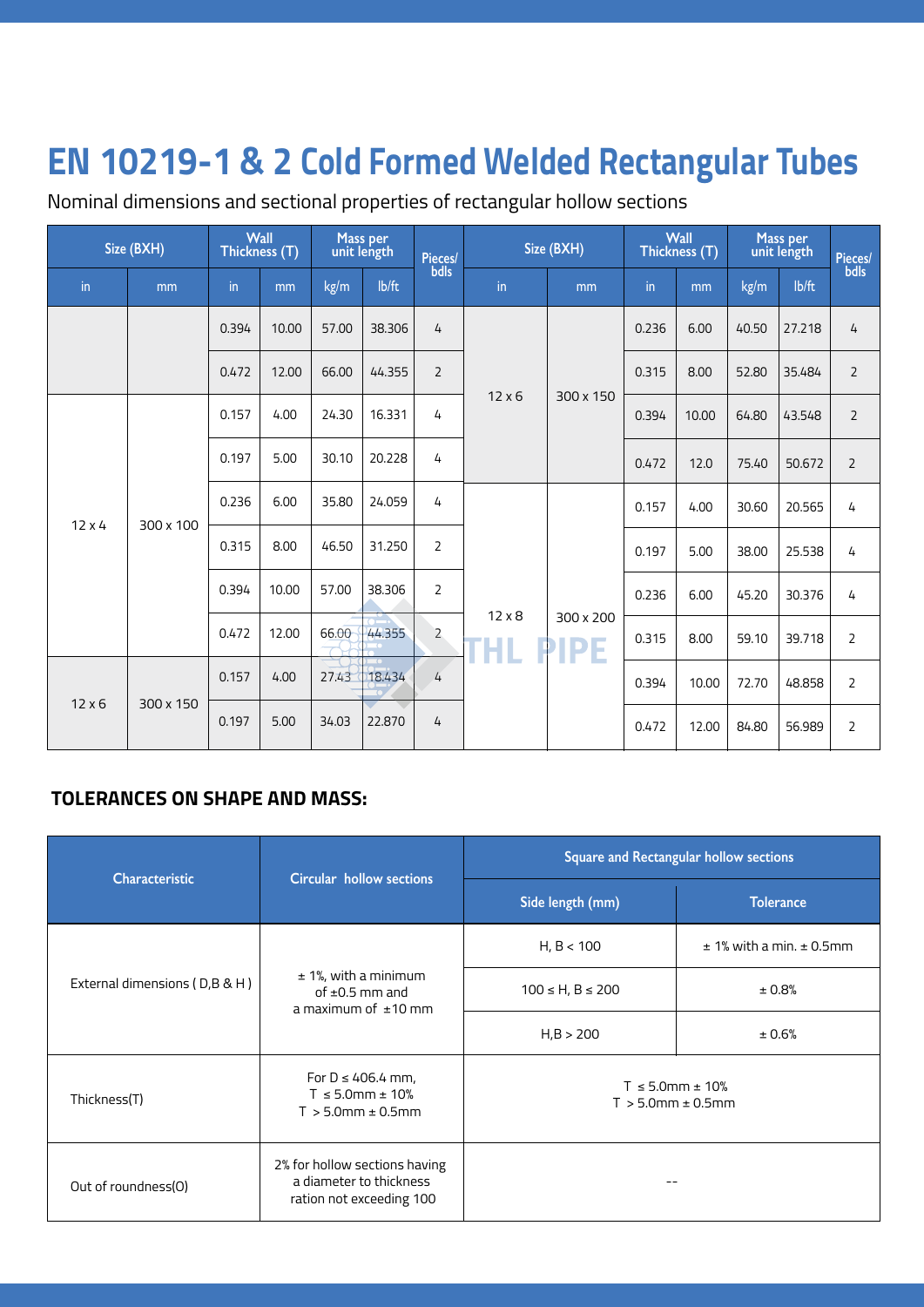# EN 10219-1 & 2 Cold Formed Welded Rectangular Tubes

Nominal dimensions and sectional properties of rectangular hollow sections

| Size (BXH) | | Wall Thickness (T) | | Mass per unit length | | Pieces/ bdls | Size (BXH) | | Wall Thickness (T) | | Mass per unit length | | Pieces/ bdls |
|---|---|---|---|---|---|---|---|---|---|---|---|---|---|
| in | mm | in | mm | kg/m | lb/ft | | in | mm | in | mm | kg/m | lb/ft | |
| | | 0.394 | 10.00 | 57.00 | 38.306 | 4 | 12 x 6 | 300 x 150 | 0.236 | 6.00 | 40.50 | 27.218 | 4 |
| | | 0.472 | 12.00 | 66.00 | 44.355 | 2 | | | 0.315 | 8.00 | 52.80 | 35.484 | 2 |
| 12 x 4 | 300 x 100 | 0.157 | 4.00 | 24.30 | 16.331 | 4 | | | 0.394 | 10.00 | 64.80 | 43.548 | 2 |
| | | 0.197 | 5.00 | 30.10 | 20.228 | 4 | | | 0.472 | 12.0 | 75.40 | 50.672 | 2 |
| | | 0.236 | 6.00 | 35.80 | 24.059 | 4 | 12 x 8 | 300 x 200 | 0.157 | 4.00 | 30.60 | 20.565 | 4 |
| | | 0.315 | 8.00 | 46.50 | 31.250 | 2 | | | 0.197 | 5.00 | 38.00 | 25.538 | 4 |
| | | 0.394 | 10.00 | 57.00 | 38.306 | 2 | | | 0.236 | 6.00 | 45.20 | 30.376 | 4 |
| | | 0.472 | 12.00 | 66.00 | 44.355 | 2 | | | 0.315 | 8.00 | 59.10 | 39.718 | 2 |
| 12 x 6 | 300 x 150 | 0.157 | 4.00 | 27.43 | 18.434 | 4 | | | 0.394 | 10.00 | 72.70 | 48.858 | 2 |
| | | 0.197 | 5.00 | 34.03 | 22.870 | 4 | | | 0.472 | 12.00 | 84.80 | 56.989 | 2 |

## TOLERANCES ON SHAPE AND MASS:

| Characteristic | Circular hollow sections | Square and Rectangular hollow sections | |
|---|---|---|---|
| | | Side length (mm) | Tolerance |
| External dimensions ( D,B & H ) | ± 1%, with a minimum of ±0.5 mm and a maximum of ±10 mm | H, B < 100 | ± 1% with a min. ± 0.5mm |
| | | 100 ≤ H, B ≤ 200 | ± 0.8% |
| | | H,B > 200 | ± 0.6% |
| Thickness(T) | For D ≤ 406.4 mm, T ≤ 5.0mm ± 10% T > 5.0mm ± 0.5mm | T ≤ 5.0mm ± 10% T > 5.0mm ± 0.5mm | |
| Out of roundness(O) | 2% for hollow sections having a diameter to thickness ration not exceeding 100 | -- | |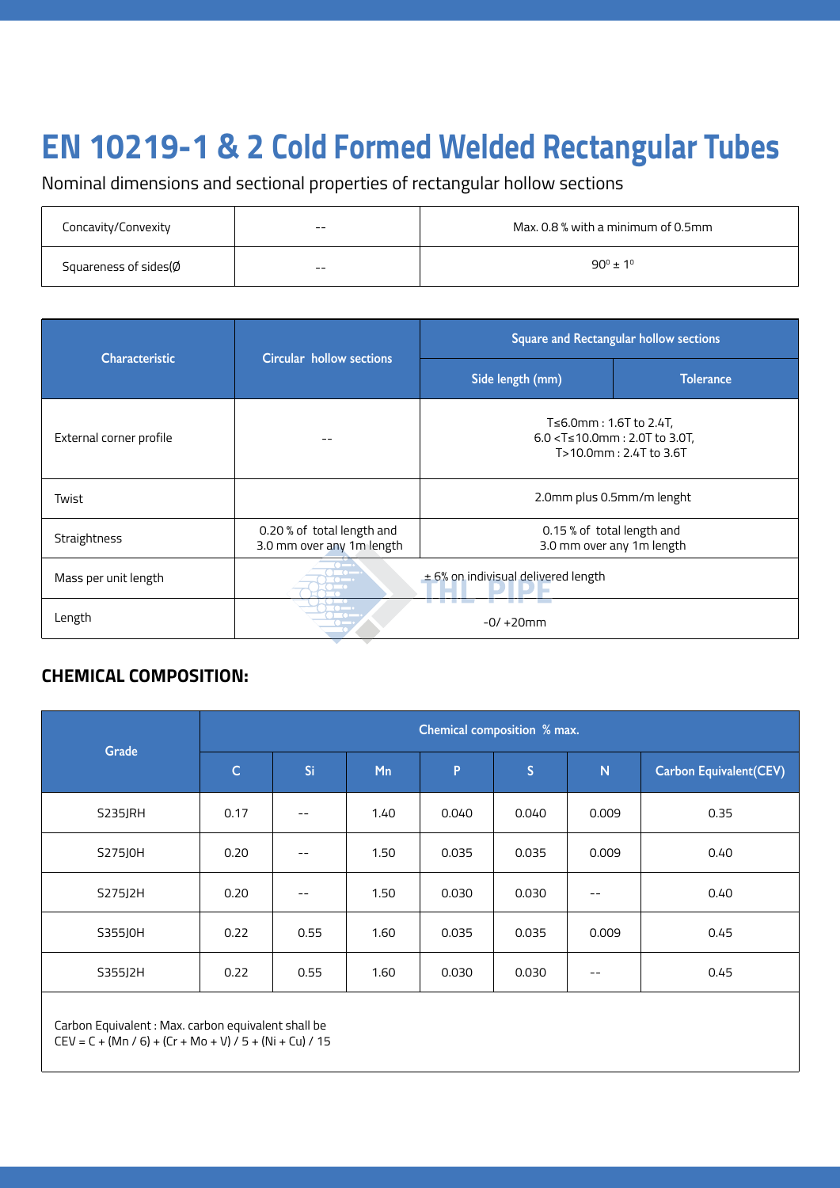# EN 10219-1 & 2 Cold Formed Welded Rectangular Tubes

Nominal dimensions and sectional properties of rectangular hollow sections

| | | |
|---|---|---|
| Concavity/Convexity | -- | Max. 0.8 % with a minimum of 0.5mm |
| Squareness of sides(Ø | -- | $90^0 \pm 1^0$ |

| Characteristic | Circular hollow sections | Square and Rectangular hollow sections | |
|---|---|---|---|
| | | Side length (mm) | Tolerance |
| External corner profile | -- | T≤6.0mm : 1.6T to 2.4T,<br>6.0 <T≤10.0mm : 2.0T to 3.0T,<br>T>10.0mm : 2.4T to 3.6T | |
| Twist | | 2.0mm plus 0.5mm/m lenght | |
| Straightness | 0.20 % of total length and 3.0 mm over any 1m length | 0.15 % of total length and 3.0 mm over any 1m length | |
| Mass per unit length | ± 6% on indivisual delivered length | | |
| Length | -0/ +20mm | | |

## CHEMICAL COMPOSITION:

| Grade | Chemical composition % max. | | | | | | |
|---|---|---|---|---|---|---|---|
| | C | Si | Mn | P | S | N | Carbon Equivalent(CEV) |
| S235JRH | 0.17 | -- | 1.40 | 0.040 | 0.040 | 0.009 | 0.35 |
| S275J0H | 0.20 | -- | 1.50 | 0.035 | 0.035 | 0.009 | 0.40 |
| S275J2H | 0.20 | -- | 1.50 | 0.030 | 0.030 | -- | 0.40 |
| S355J0H | 0.22 | 0.55 | 1.60 | 0.035 | 0.035 | 0.009 | 0.45 |
| S355J2H | 0.22 | 0.55 | 1.60 | 0.030 | 0.030 | -- | 0.45 |

Carbon Equivalent : Max. carbon equivalent shall be
CEV = C + (Mn / 6) + (Cr + Mo + V) / 5 + (Ni + Cu) / 15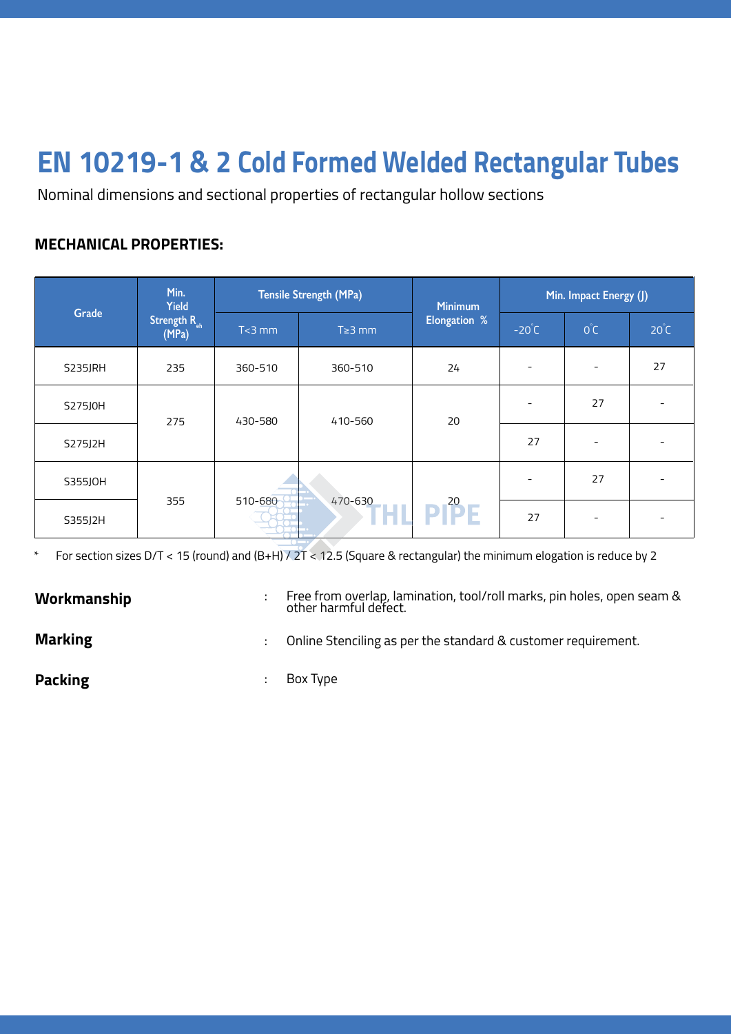# EN 10219-1 & 2 Cold Formed Welded Rectangular Tubes

Nominal dimensions and sectional properties of rectangular hollow sections

**MECHANICAL PROPERTIES:**

| Grade | Min. Yield Strength $R_{eh}$ (MPa) | Tensile Strength (MPa) | | Minimum Elongation % | Min. Impact Energy (J) | | |
|---|---|---|---|---|---|---|---|
| | | T<3 mm | T≥3 mm | | -20°C | 0°C | 20°C |
| S235JRH | 235 | 360-510 | 360-510 | 24 | - | - | 27 |
| S275J0H | 275 | 430-580 | 410-560 | 20 | - | 27 | - |
| S275J2H | | | | | 27 | - | - |
| S355J0H | 355 | 510-680 | 470-630 | 20 | - | 27 | - |
| S355J2H | | | | | 27 | - | - |

* For section sizes D/T < 15 (round) and (B+H) / 2T < 12.5 (Square & rectangular) the minimum elogation is reduce by 2

**Workmanship** : Free from overlap, lamination, tool/roll marks, pin holes, open seam & other harmful defect.

**Marking** : Online Stenciling as per the standard & customer requirement.

**Packing** : Box Type